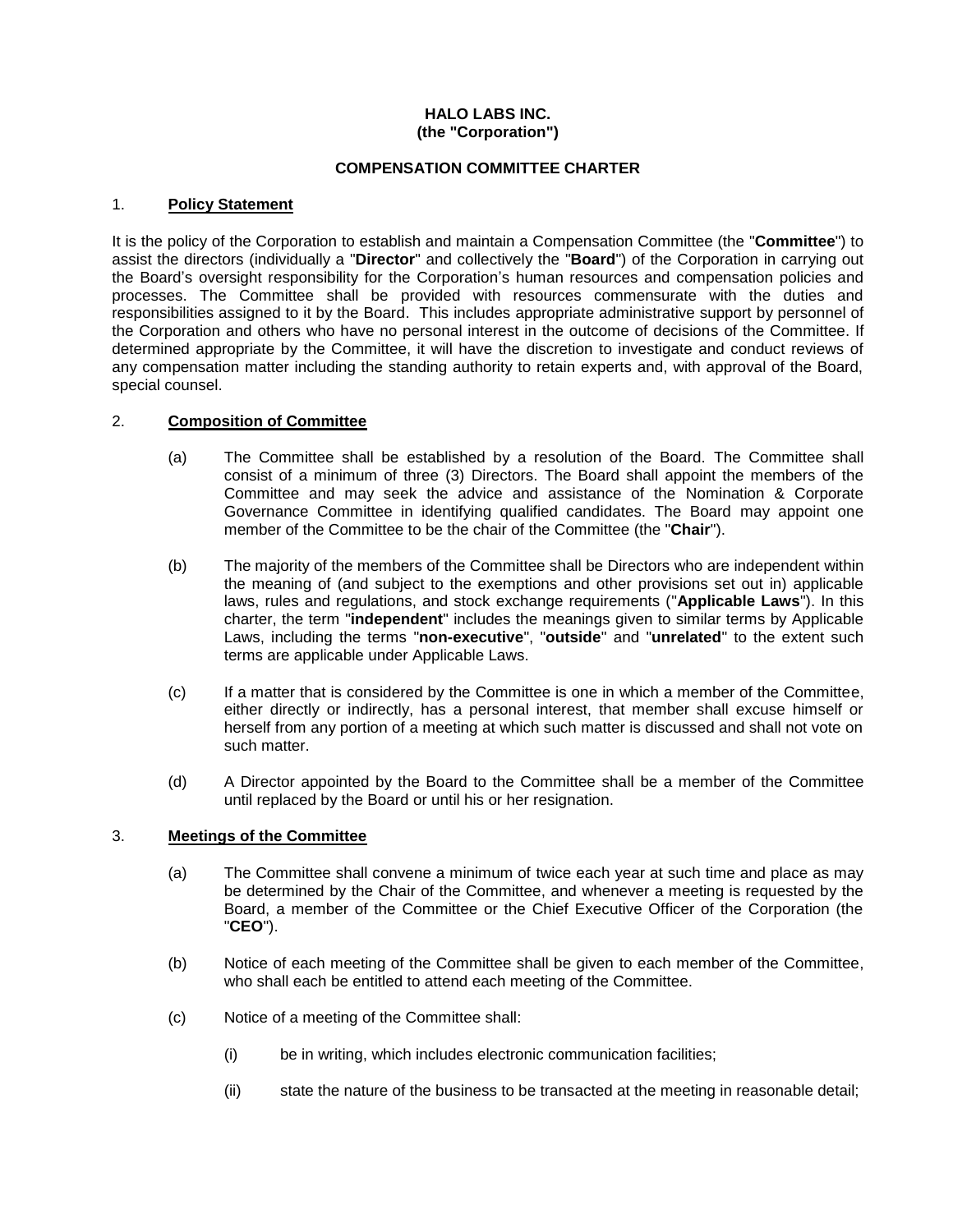**HALO LABS INC.**
**(the "Corporation")**

**COMPENSATION COMMITTEE CHARTER**

## 1. Policy Statement

It is the policy of the Corporation to establish and maintain a Compensation Committee (the "**Committee**") to assist the directors (individually a "**Director**" and collectively the "**Board**") of the Corporation in carrying out the Board's oversight responsibility for the Corporation's human resources and compensation policies and processes. The Committee shall be provided with resources commensurate with the duties and responsibilities assigned to it by the Board. This includes appropriate administrative support by personnel of the Corporation and others who have no personal interest in the outcome of decisions of the Committee. If determined appropriate by the Committee, it will have the discretion to investigate and conduct reviews of any compensation matter including the standing authority to retain experts and, with approval of the Board, special counsel.

## 2. Composition of Committee

(a) The Committee shall be established by a resolution of the Board. The Committee shall consist of a minimum of three (3) Directors. The Board shall appoint the members of the Committee and may seek the advice and assistance of the Nomination & Corporate Governance Committee in identifying qualified candidates. The Board may appoint one member of the Committee to be the chair of the Committee (the "**Chair**").

(b) The majority of the members of the Committee shall be Directors who are independent within the meaning of (and subject to the exemptions and other provisions set out in) applicable laws, rules and regulations, and stock exchange requirements ("**Applicable Laws**"). In this charter, the term "**independent**" includes the meanings given to similar terms by Applicable Laws, including the terms "**non-executive**", "**outside**" and "**unrelated**" to the extent such terms are applicable under Applicable Laws.

(c) If a matter that is considered by the Committee is one in which a member of the Committee, either directly or indirectly, has a personal interest, that member shall excuse himself or herself from any portion of a meeting at which such matter is discussed and shall not vote on such matter.

(d) A Director appointed by the Board to the Committee shall be a member of the Committee until replaced by the Board or until his or her resignation.

## 3. Meetings of the Committee

(a) The Committee shall convene a minimum of twice each year at such time and place as may be determined by the Chair of the Committee, and whenever a meeting is requested by the Board, a member of the Committee or the Chief Executive Officer of the Corporation (the "**CEO**").

(b) Notice of each meeting of the Committee shall be given to each member of the Committee, who shall each be entitled to attend each meeting of the Committee.

(c) Notice of a meeting of the Committee shall:

(i) be in writing, which includes electronic communication facilities;

(ii) state the nature of the business to be transacted at the meeting in reasonable detail;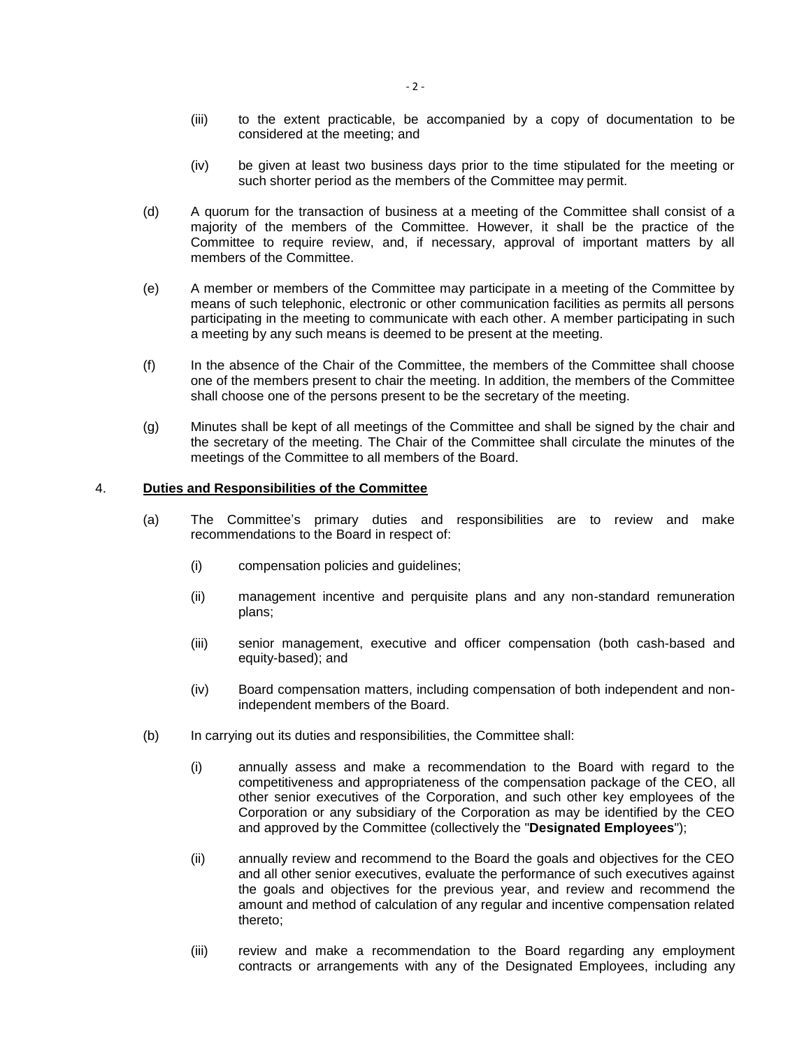(iii) to the extent practicable, be accompanied by a copy of documentation to be considered at the meeting; and

(iv) be given at least two business days prior to the time stipulated for the meeting or such shorter period as the members of the Committee may permit.

(d) A quorum for the transaction of business at a meeting of the Committee shall consist of a majority of the members of the Committee. However, it shall be the practice of the Committee to require review, and, if necessary, approval of important matters by all members of the Committee.

(e) A member or members of the Committee may participate in a meeting of the Committee by means of such telephonic, electronic or other communication facilities as permits all persons participating in the meeting to communicate with each other. A member participating in such a meeting by any such means is deemed to be present at the meeting.

(f) In the absence of the Chair of the Committee, the members of the Committee shall choose one of the members present to chair the meeting. In addition, the members of the Committee shall choose one of the persons present to be the secretary of the meeting.

(g) Minutes shall be kept of all meetings of the Committee and shall be signed by the chair and the secretary of the meeting. The Chair of the Committee shall circulate the minutes of the meetings of the Committee to all members of the Board.

4. **Duties and Responsibilities of the Committee**

(a) The Committee's primary duties and responsibilities are to review and make recommendations to the Board in respect of:

(i) compensation policies and guidelines;

(ii) management incentive and perquisite plans and any non-standard remuneration plans;

(iii) senior management, executive and officer compensation (both cash-based and equity-based); and

(iv) Board compensation matters, including compensation of both independent and non-independent members of the Board.

(b) In carrying out its duties and responsibilities, the Committee shall:

(i) annually assess and make a recommendation to the Board with regard to the competitiveness and appropriateness of the compensation package of the CEO, all other senior executives of the Corporation, and such other key employees of the Corporation or any subsidiary of the Corporation as may be identified by the CEO and approved by the Committee (collectively the "**Designated Employees**");

(ii) annually review and recommend to the Board the goals and objectives for the CEO and all other senior executives, evaluate the performance of such executives against the goals and objectives for the previous year, and review and recommend the amount and method of calculation of any regular and incentive compensation related thereto;

(iii) review and make a recommendation to the Board regarding any employment contracts or arrangements with any of the Designated Employees, including any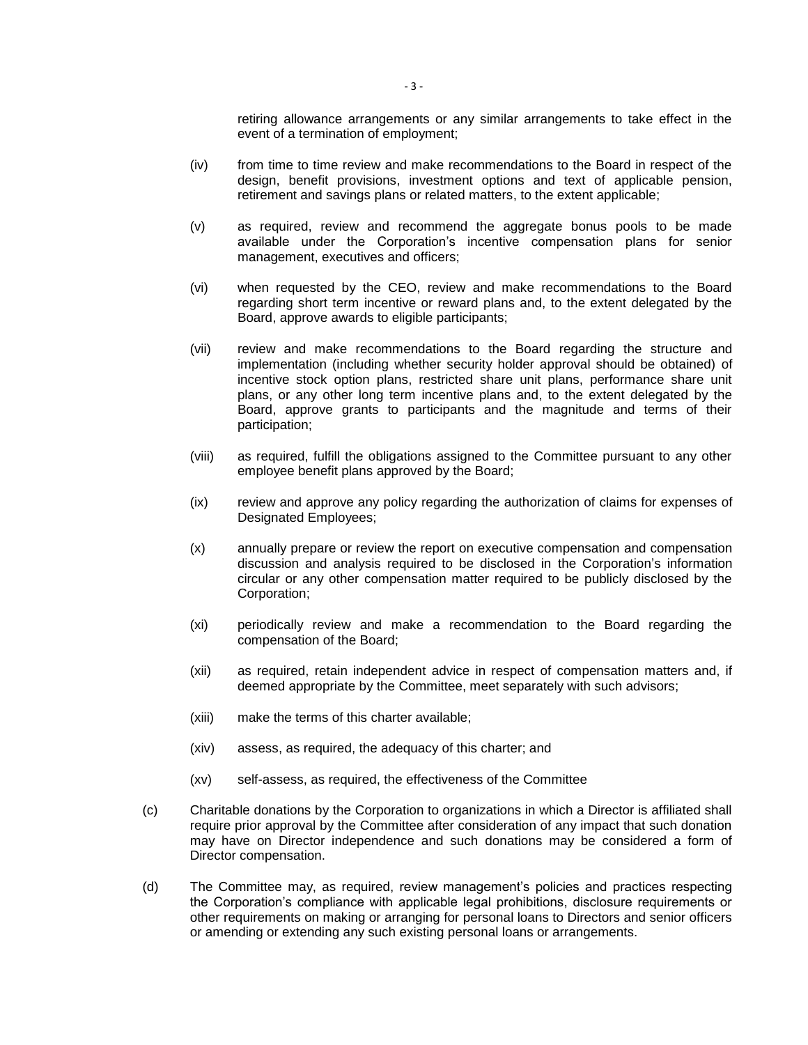retiring allowance arrangements or any similar arrangements to take effect in the event of a termination of employment;

(iv) from time to time review and make recommendations to the Board in respect of the design, benefit provisions, investment options and text of applicable pension, retirement and savings plans or related matters, to the extent applicable;

(v) as required, review and recommend the aggregate bonus pools to be made available under the Corporation's incentive compensation plans for senior management, executives and officers;

(vi) when requested by the CEO, review and make recommendations to the Board regarding short term incentive or reward plans and, to the extent delegated by the Board, approve awards to eligible participants;

(vii) review and make recommendations to the Board regarding the structure and implementation (including whether security holder approval should be obtained) of incentive stock option plans, restricted share unit plans, performance share unit plans, or any other long term incentive plans and, to the extent delegated by the Board, approve grants to participants and the magnitude and terms of their participation;

(viii) as required, fulfill the obligations assigned to the Committee pursuant to any other employee benefit plans approved by the Board;

(ix) review and approve any policy regarding the authorization of claims for expenses of Designated Employees;

(x) annually prepare or review the report on executive compensation and compensation discussion and analysis required to be disclosed in the Corporation's information circular or any other compensation matter required to be publicly disclosed by the Corporation;

(xi) periodically review and make a recommendation to the Board regarding the compensation of the Board;

(xii) as required, retain independent advice in respect of compensation matters and, if deemed appropriate by the Committee, meet separately with such advisors;

(xiii) make the terms of this charter available;

(xiv) assess, as required, the adequacy of this charter; and

(xv) self-assess, as required, the effectiveness of the Committee

(c) Charitable donations by the Corporation to organizations in which a Director is affiliated shall require prior approval by the Committee after consideration of any impact that such donation may have on Director independence and such donations may be considered a form of Director compensation.

(d) The Committee may, as required, review management's policies and practices respecting the Corporation's compliance with applicable legal prohibitions, disclosure requirements or other requirements on making or arranging for personal loans to Directors and senior officers or amending or extending any such existing personal loans or arrangements.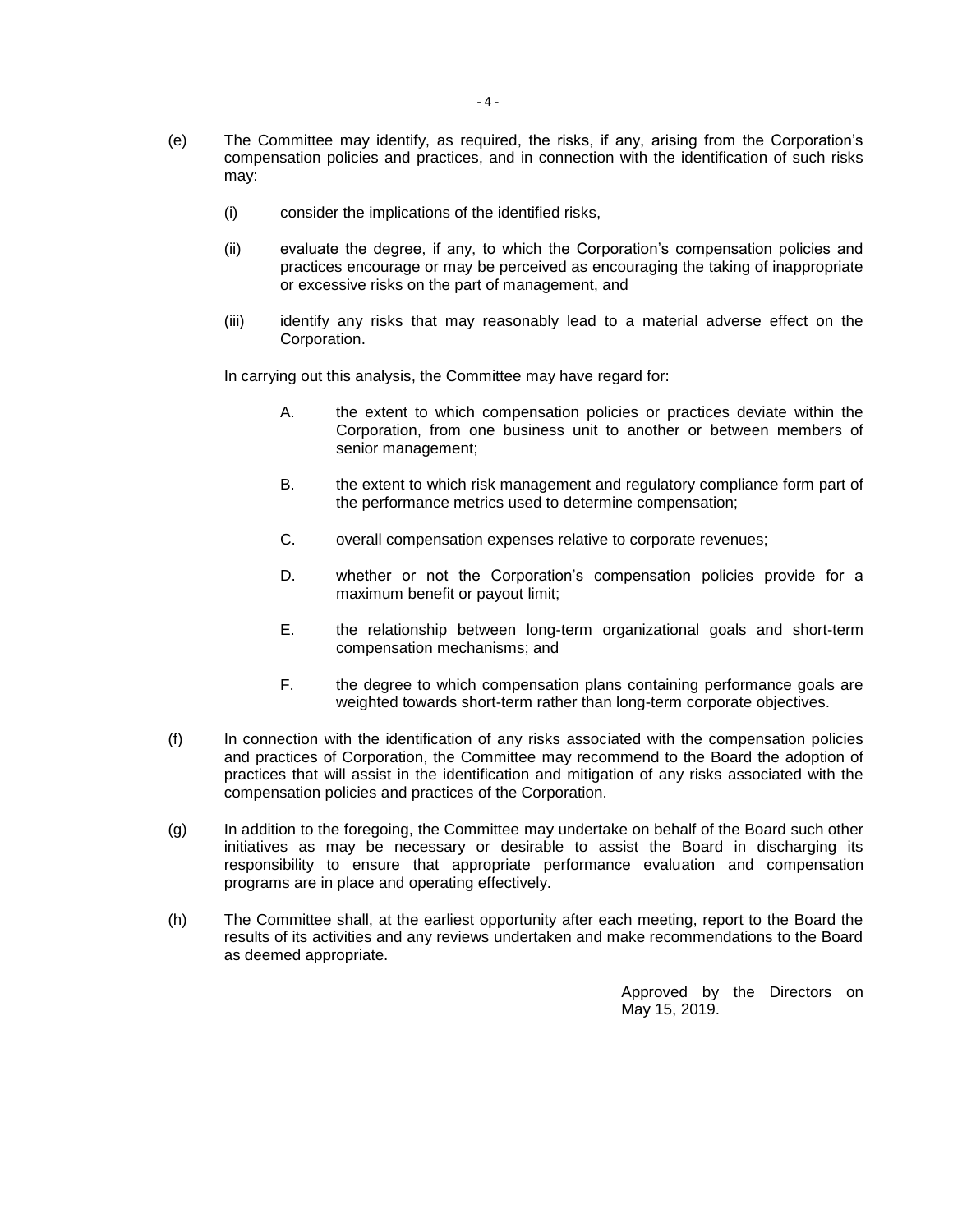(e) The Committee may identify, as required, the risks, if any, arising from the Corporation's compensation policies and practices, and in connection with the identification of such risks may:

  (i) consider the implications of the identified risks,

  (ii) evaluate the degree, if any, to which the Corporation's compensation policies and practices encourage or may be perceived as encouraging the taking of inappropriate or excessive risks on the part of management, and

  (iii) identify any risks that may reasonably lead to a material adverse effect on the Corporation.

  In carrying out this analysis, the Committee may have regard for:

  A. the extent to which compensation policies or practices deviate within the Corporation, from one business unit to another or between members of senior management;

  B. the extent to which risk management and regulatory compliance form part of the performance metrics used to determine compensation;

  C. overall compensation expenses relative to corporate revenues;

  D. whether or not the Corporation's compensation policies provide for a maximum benefit or payout limit;

  E. the relationship between long-term organizational goals and short-term compensation mechanisms; and

  F. the degree to which compensation plans containing performance goals are weighted towards short-term rather than long-term corporate objectives.

(f) In connection with the identification of any risks associated with the compensation policies and practices of Corporation, the Committee may recommend to the Board the adoption of practices that will assist in the identification and mitigation of any risks associated with the compensation policies and practices of the Corporation.

(g) In addition to the foregoing, the Committee may undertake on behalf of the Board such other initiatives as may be necessary or desirable to assist the Board in discharging its responsibility to ensure that appropriate performance evaluation and compensation programs are in place and operating effectively.

(h) The Committee shall, at the earliest opportunity after each meeting, report to the Board the results of its activities and any reviews undertaken and make recommendations to the Board as deemed appropriate.

Approved by the Directors on May 15, 2019.